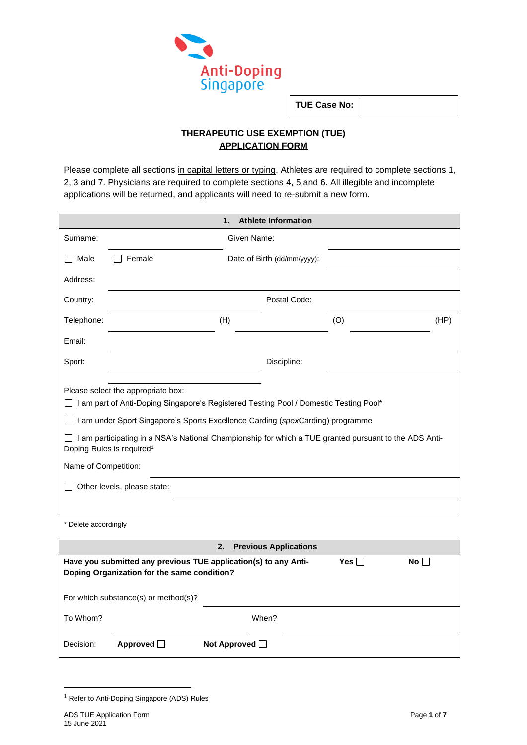Anti-Doping Singapore

| TUE Case No: | |
|---|---|

**THERAPEUTIC USE EXEMPTION (TUE)**
**APPLICATION FORM**

Please complete all sections in capital letters or typing. Athletes are required to complete sections 1, 2, 3 and 7. Physicians are required to complete sections 4, 5 and 6. All illegible and incomplete applications will be returned, and applicants will need to re-submit a new form.

## 1. Athlete Information

Surname: ____________________ Given Name: ____________________

☐ Male ☐ Female Date of Birth (dd/mm/yyyy): ____________________

Address: ____________________

Country: ____________________ Postal Code: ____________________

Telephone: __________ (H) __________ (O) __________ (HP)

Email: ____________________

Sport: ____________________ Discipline: ____________________

Please select the appropriate box:

☐ I am part of Anti-Doping Singapore's Registered Testing Pool / Domestic Testing Pool*

☐ I am under Sport Singapore's Sports Excellence Carding (*spex*Carding) programme

☐ I am participating in a NSA's National Championship for which a TUE granted pursuant to the ADS Anti-Doping Rules is required[1]

Name of Competition: ____________________

☐ Other levels, please state: ____________________

\* Delete accordingly

## 2. Previous Applications

**Have you submitted any previous TUE application(s) to any Anti-Doping Organization for the same condition?** **Yes** ☐ **No** ☐

For which substance(s) or method(s)? ____________________

To Whom? ____________________ When? ____________________

Decision: **Approved** ☐ **Not Approved** ☐

[1] Refer to Anti-Doping Singapore (ADS) Rules

ADS TUE Application Form
15 June 2021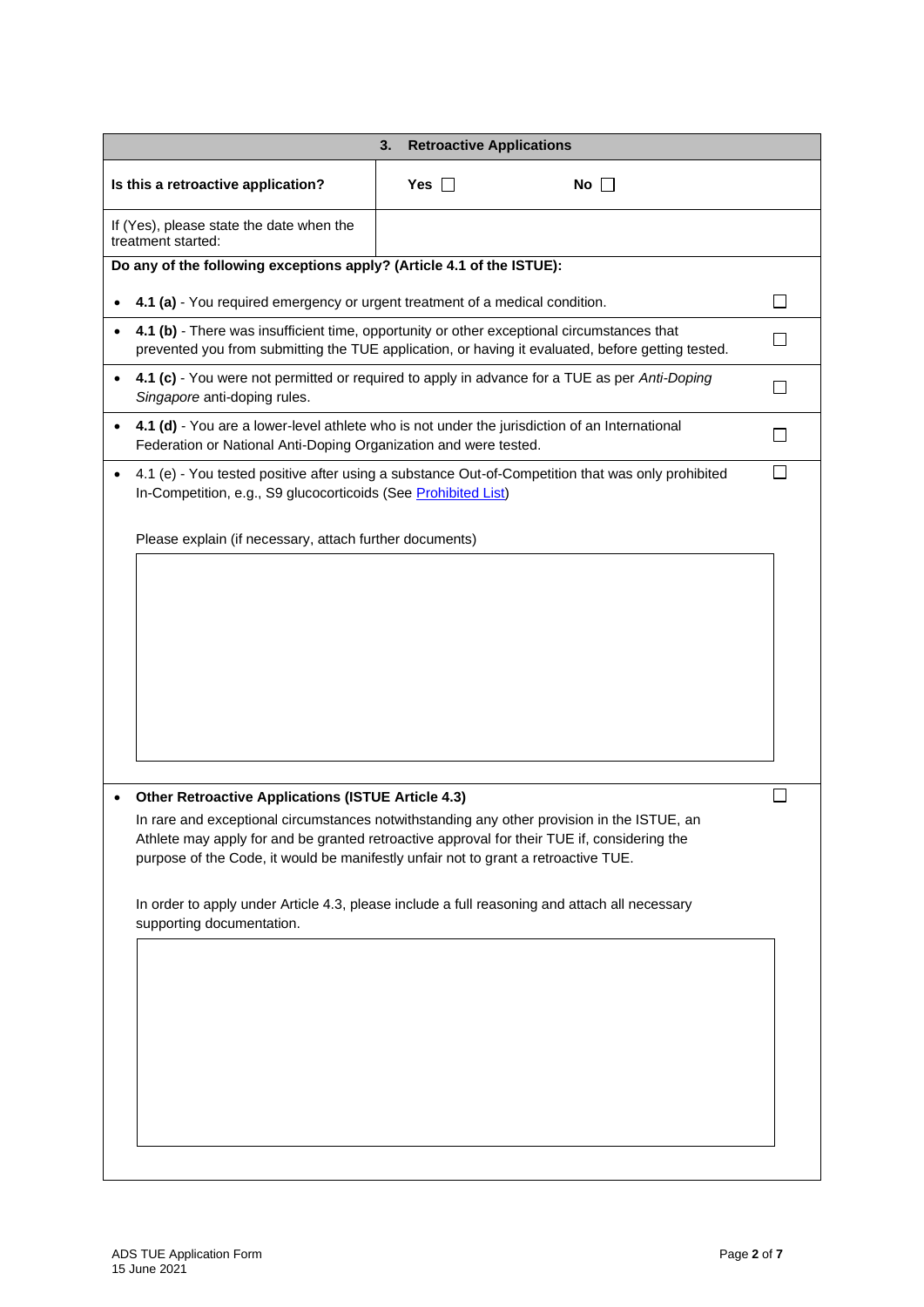## 3. Retroactive Applications

| **Is this a retroactive application?** | **Yes** ☐ | **No** ☐ |
|---|---|---|
| If (Yes), please state the date when the treatment started: | | |

**Do any of the following exceptions apply? (Article 4.1 of the ISTUE):**

- **4.1 (a)** - You required emergency or urgent treatment of a medical condition. ☐
- **4.1 (b)** - There was insufficient time, opportunity or other exceptional circumstances that prevented you from submitting the TUE application, or having it evaluated, before getting tested. ☐
- **4.1 (c)** - You were not permitted or required to apply in advance for a TUE as per *Anti-Doping Singapore* anti-doping rules. ☐
- **4.1 (d)** - You are a lower-level athlete who is not under the jurisdiction of an International Federation or National Anti-Doping Organization and were tested. ☐
- 4.1 (e) - You tested positive after using a substance Out-of-Competition that was only prohibited In-Competition, e.g., S9 glucocorticoids (See [Prohibited List]) ☐

  Please explain (if necessary, attach further documents)

- **Other Retroactive Applications (ISTUE Article 4.3)** ☐

  In rare and exceptional circumstances notwithstanding any other provision in the ISTUE, an Athlete may apply for and be granted retroactive approval for their TUE if, considering the purpose of the Code, it would be manifestly unfair not to grant a retroactive TUE.

  In order to apply under Article 4.3, please include a full reasoning and attach all necessary supporting documentation.

ADS TUE Application Form
15 June 2021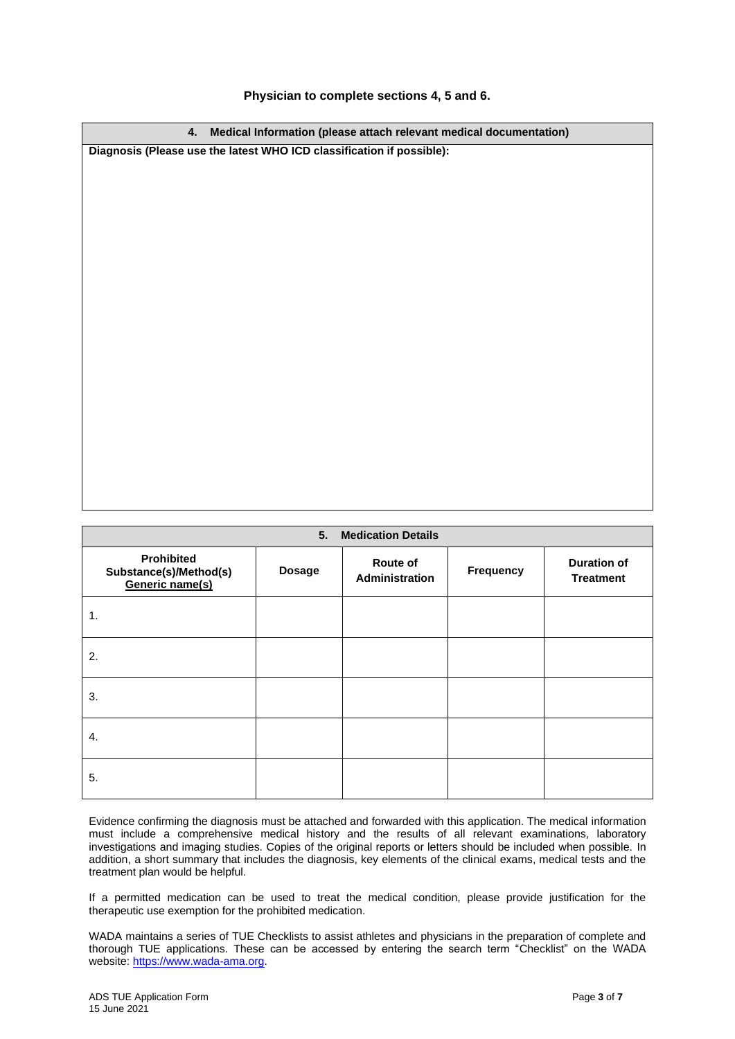**Physician to complete sections 4, 5 and 6.**

| 4. Medical Information (please attach relevant medical documentation) |
|---|
| **Diagnosis (Please use the latest WHO ICD classification if possible):** |

| 5. Medication Details | | | | |
|---|---|---|---|---|
| **Prohibited Substance(s)/Method(s) Generic name(s)** | **Dosage** | **Route of Administration** | **Frequency** | **Duration of Treatment** |
| 1. | | | | |
| 2. | | | | |
| 3. | | | | |
| 4. | | | | |
| 5. | | | | |

Evidence confirming the diagnosis must be attached and forwarded with this application. The medical information must include a comprehensive medical history and the results of all relevant examinations, laboratory investigations and imaging studies. Copies of the original reports or letters should be included when possible. In addition, a short summary that includes the diagnosis, key elements of the clinical exams, medical tests and the treatment plan would be helpful.

If a permitted medication can be used to treat the medical condition, please provide justification for the therapeutic use exemption for the prohibited medication.

WADA maintains a series of TUE Checklists to assist athletes and physicians in the preparation of complete and thorough TUE applications. These can be accessed by entering the search term "Checklist" on the WADA website: https://www.wada-ama.org.

ADS TUE Application Form
15 June 2021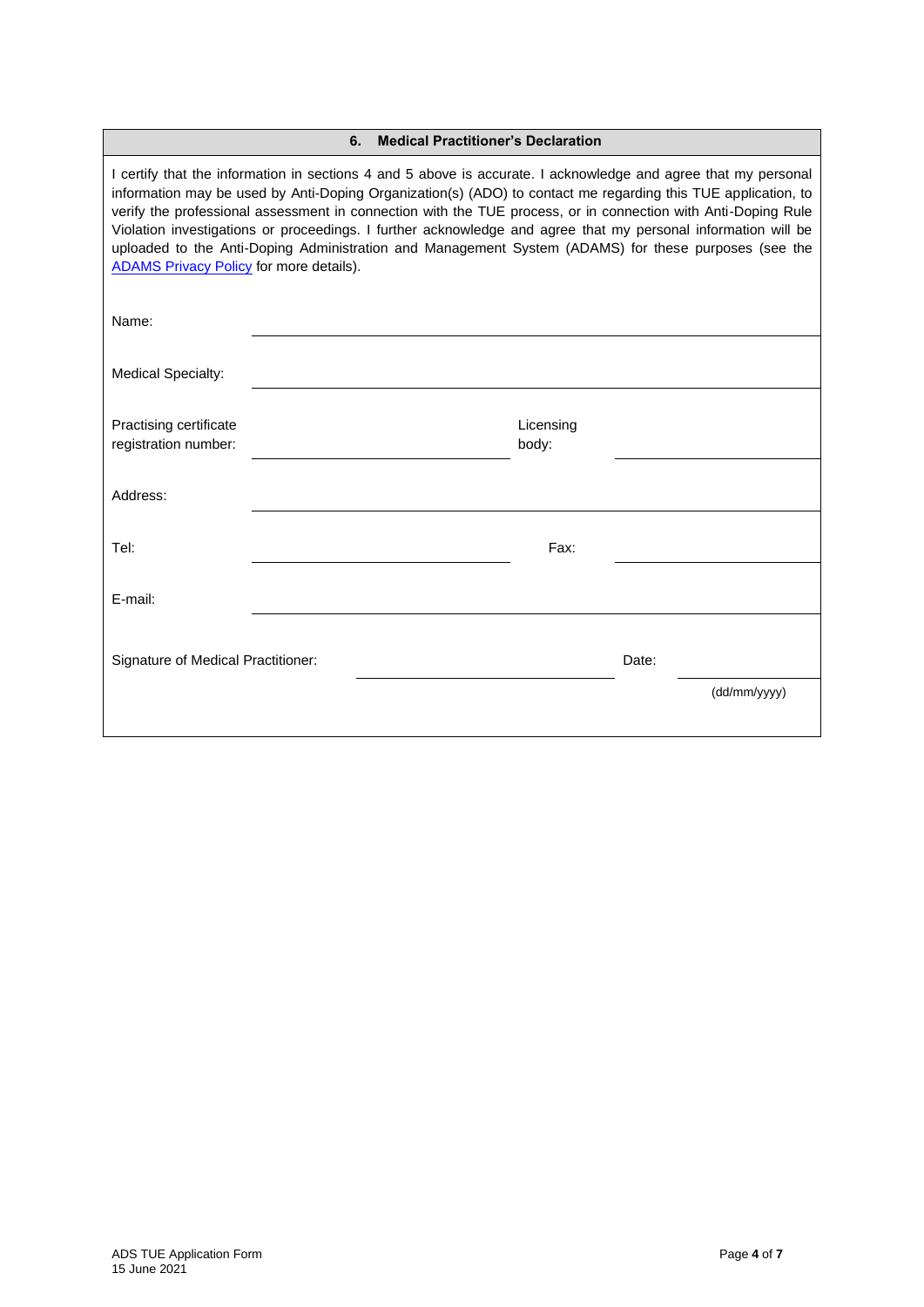## 6. Medical Practitioner's Declaration

I certify that the information in sections 4 and 5 above is accurate. I acknowledge and agree that my personal information may be used by Anti-Doping Organization(s) (ADO) to contact me regarding this TUE application, to verify the professional assessment in connection with the TUE process, or in connection with Anti-Doping Rule Violation investigations or proceedings. I further acknowledge and agree that my personal information will be uploaded to the Anti-Doping Administration and Management System (ADAMS) for these purposes (see the ADAMS Privacy Policy for more details).

Name: ______________________________________________

Medical Specialty: ______________________________________________

Practising certificate registration number: ____________________ Licensing body: ____________________

Address: ______________________________________________

Tel: ____________________ Fax: ____________________

E-mail: ______________________________________________

Signature of Medical Practitioner: ____________________ Date: ____________________ (dd/mm/yyyy)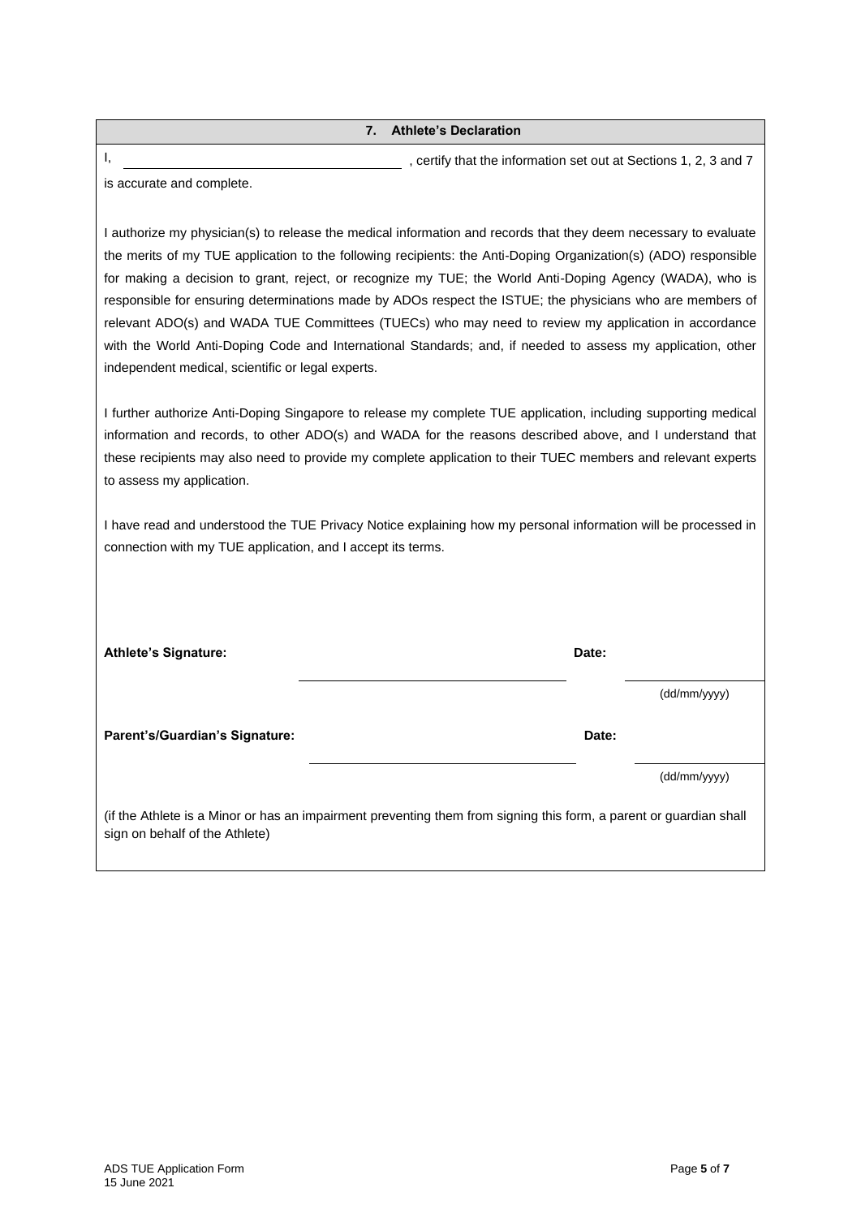## 7. Athlete's Declaration

I, ______________________________ , certify that the information set out at Sections 1, 2, 3 and 7 is accurate and complete.

I authorize my physician(s) to release the medical information and records that they deem necessary to evaluate the merits of my TUE application to the following recipients: the Anti-Doping Organization(s) (ADO) responsible for making a decision to grant, reject, or recognize my TUE; the World Anti-Doping Agency (WADA), who is responsible for ensuring determinations made by ADOs respect the ISTUE; the physicians who are members of relevant ADO(s) and WADA TUE Committees (TUECs) who may need to review my application in accordance with the World Anti-Doping Code and International Standards; and, if needed to assess my application, other independent medical, scientific or legal experts.

I further authorize Anti-Doping Singapore to release my complete TUE application, including supporting medical information and records, to other ADO(s) and WADA for the reasons described above, and I understand that these recipients may also need to provide my complete application to their TUEC members and relevant experts to assess my application.

I have read and understood the TUE Privacy Notice explaining how my personal information will be processed in connection with my TUE application, and I accept its terms.

**Athlete's Signature:** ______________________________ **Date:** ______________ (dd/mm/yyyy)

**Parent's/Guardian's Signature:** ______________________________ **Date:** ______________ (dd/mm/yyyy)

(if the Athlete is a Minor or has an impairment preventing them from signing this form, a parent or guardian shall sign on behalf of the Athlete)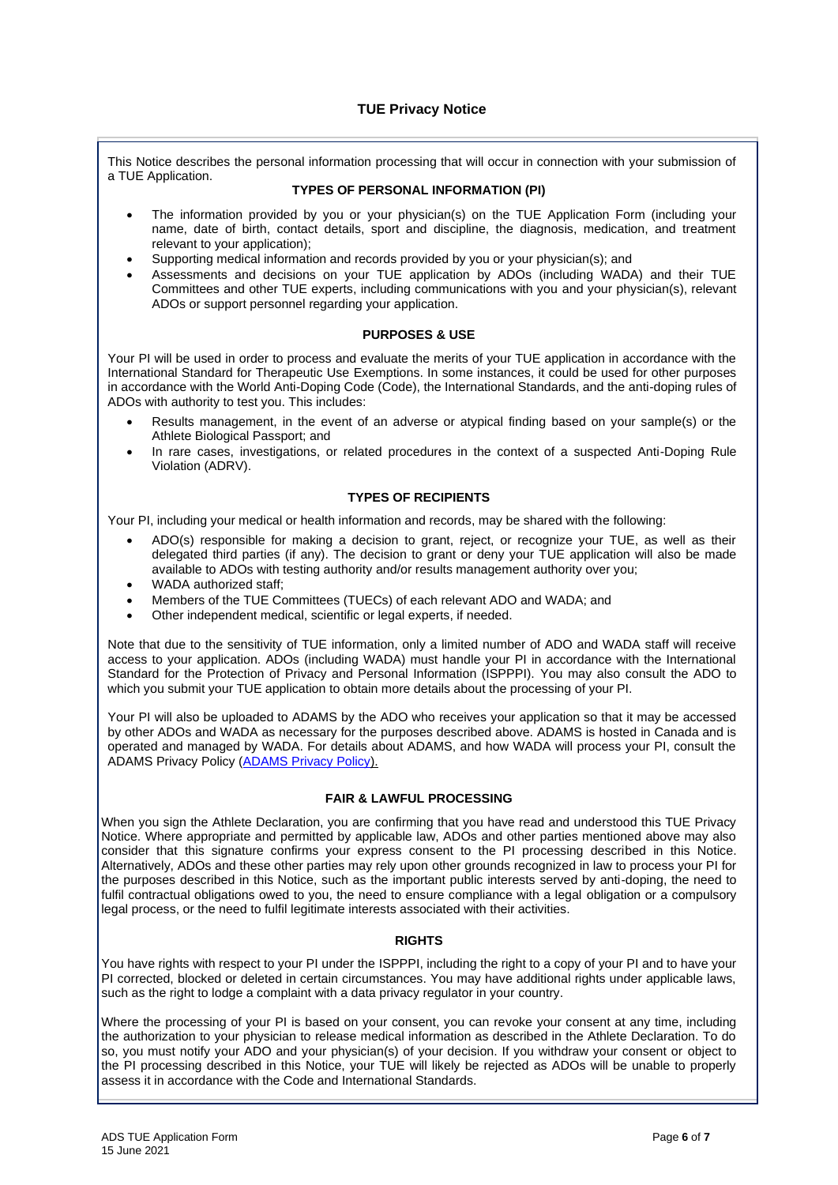# TUE Privacy Notice

This Notice describes the personal information processing that will occur in connection with your submission of a TUE Application.

## TYPES OF PERSONAL INFORMATION (PI)

- The information provided by you or your physician(s) on the TUE Application Form (including your name, date of birth, contact details, sport and discipline, the diagnosis, medication, and treatment relevant to your application);
- Supporting medical information and records provided by you or your physician(s); and
- Assessments and decisions on your TUE application by ADOs (including WADA) and their TUE Committees and other TUE experts, including communications with you and your physician(s), relevant ADOs or support personnel regarding your application.

## PURPOSES & USE

Your PI will be used in order to process and evaluate the merits of your TUE application in accordance with the International Standard for Therapeutic Use Exemptions. In some instances, it could be used for other purposes in accordance with the World Anti-Doping Code (Code), the International Standards, and the anti-doping rules of ADOs with authority to test you. This includes:

- Results management, in the event of an adverse or atypical finding based on your sample(s) or the Athlete Biological Passport; and
- In rare cases, investigations, or related procedures in the context of a suspected Anti-Doping Rule Violation (ADRV).

## TYPES OF RECIPIENTS

Your PI, including your medical or health information and records, may be shared with the following:

- ADO(s) responsible for making a decision to grant, reject, or recognize your TUE, as well as their delegated third parties (if any). The decision to grant or deny your TUE application will also be made available to ADOs with testing authority and/or results management authority over you;
- WADA authorized staff;
- Members of the TUE Committees (TUECs) of each relevant ADO and WADA; and
- Other independent medical, scientific or legal experts, if needed.

Note that due to the sensitivity of TUE information, only a limited number of ADO and WADA staff will receive access to your application. ADOs (including WADA) must handle your PI in accordance with the International Standard for the Protection of Privacy and Personal Information (ISPPPI). You may also consult the ADO to which you submit your TUE application to obtain more details about the processing of your PI.

Your PI will also be uploaded to ADAMS by the ADO who receives your application so that it may be accessed by other ADOs and WADA as necessary for the purposes described above. ADAMS is hosted in Canada and is operated and managed by WADA. For details about ADAMS, and how WADA will process your PI, consult the ADAMS Privacy Policy (ADAMS Privacy Policy).

## FAIR & LAWFUL PROCESSING

When you sign the Athlete Declaration, you are confirming that you have read and understood this TUE Privacy Notice. Where appropriate and permitted by applicable law, ADOs and other parties mentioned above may also consider that this signature confirms your express consent to the PI processing described in this Notice. Alternatively, ADOs and these other parties may rely upon other grounds recognized in law to process your PI for the purposes described in this Notice, such as the important public interests served by anti-doping, the need to fulfil contractual obligations owed to you, the need to ensure compliance with a legal obligation or a compulsory legal process, or the need to fulfil legitimate interests associated with their activities.

## RIGHTS

You have rights with respect to your PI under the ISPPPI, including the right to a copy of your PI and to have your PI corrected, blocked or deleted in certain circumstances. You may have additional rights under applicable laws, such as the right to lodge a complaint with a data privacy regulator in your country.

Where the processing of your PI is based on your consent, you can revoke your consent at any time, including the authorization to your physician to release medical information as described in the Athlete Declaration. To do so, you must notify your ADO and your physician(s) of your decision. If you withdraw your consent or object to the PI processing described in this Notice, your TUE will likely be rejected as ADOs will be unable to properly assess it in accordance with the Code and International Standards.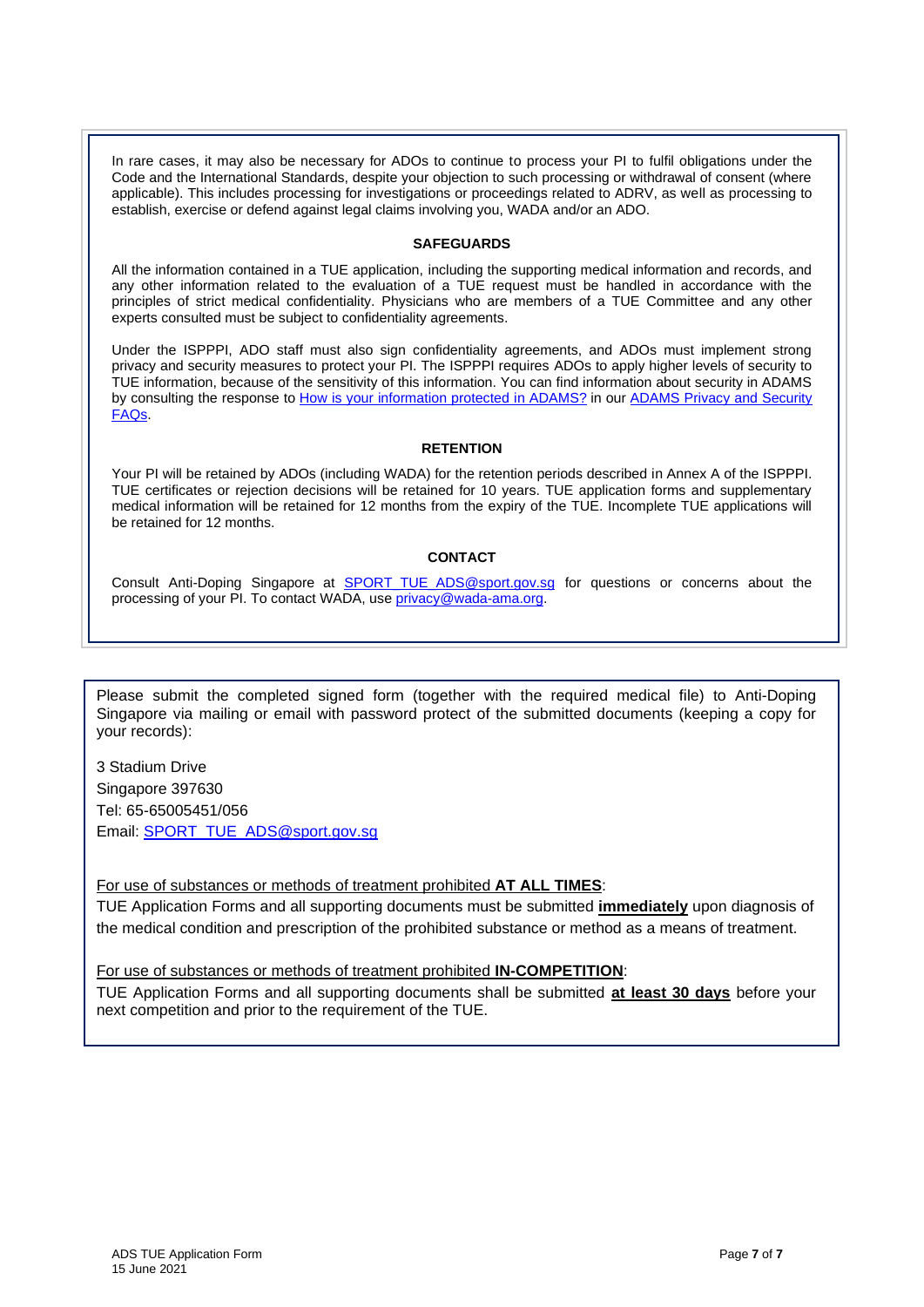In rare cases, it may also be necessary for ADOs to continue to process your PI to fulfil obligations under the Code and the International Standards, despite your objection to such processing or withdrawal of consent (where applicable). This includes processing for investigations or proceedings related to ADRV, as well as processing to establish, exercise or defend against legal claims involving you, WADA and/or an ADO.

**SAFEGUARDS**

All the information contained in a TUE application, including the supporting medical information and records, and any other information related to the evaluation of a TUE request must be handled in accordance with the principles of strict medical confidentiality. Physicians who are members of a TUE Committee and any other experts consulted must be subject to confidentiality agreements.

Under the ISPPPI, ADO staff must also sign confidentiality agreements, and ADOs must implement strong privacy and security measures to protect your PI. The ISPPPI requires ADOs to apply higher levels of security to TUE information, because of the sensitivity of this information. You can find information about security in ADAMS by consulting the response to How is your information protected in ADAMS? in our ADAMS Privacy and Security FAQs.

**RETENTION**

Your PI will be retained by ADOs (including WADA) for the retention periods described in Annex A of the ISPPPI. TUE certificates or rejection decisions will be retained for 10 years. TUE application forms and supplementary medical information will be retained for 12 months from the expiry of the TUE. Incomplete TUE applications will be retained for 12 months.

**CONTACT**

Consult Anti-Doping Singapore at SPORT_TUE_ADS@sport.gov.sg for questions or concerns about the processing of your PI. To contact WADA, use privacy@wada-ama.org.

Please submit the completed signed form (together with the required medical file) to Anti-Doping Singapore via mailing or email with password protect of the submitted documents (keeping a copy for your records):

3 Stadium Drive
Singapore 397630
Tel: 65-65005451/056
Email: SPORT_TUE_ADS@sport.gov.sg

For use of substances or methods of treatment prohibited **AT ALL TIMES**:
TUE Application Forms and all supporting documents must be submitted **immediately** upon diagnosis of the medical condition and prescription of the prohibited substance or method as a means of treatment.

For use of substances or methods of treatment prohibited **IN-COMPETITION**:
TUE Application Forms and all supporting documents shall be submitted **at least 30 days** before your next competition and prior to the requirement of the TUE.